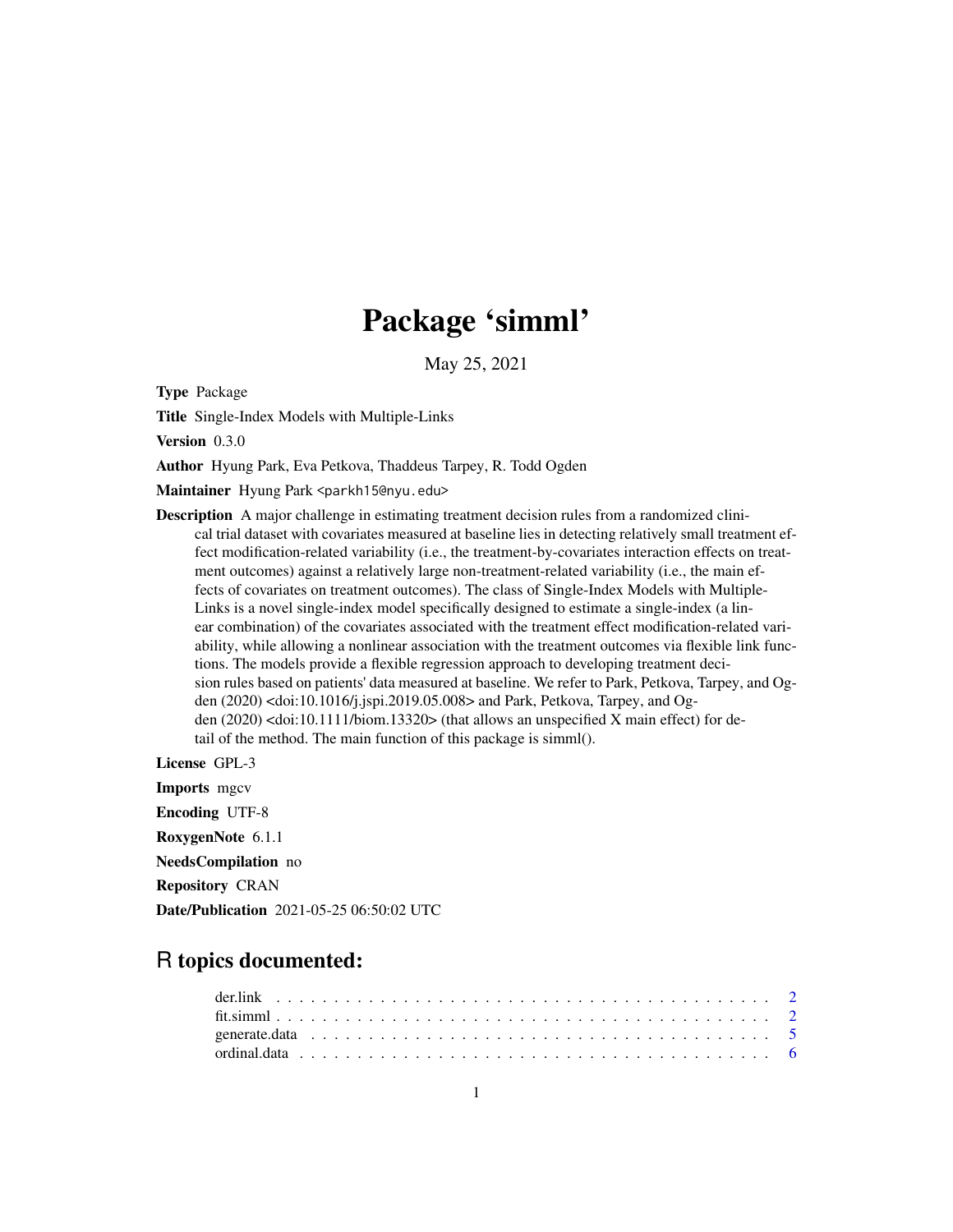# Package 'simml'

May 25, 2021

**Type** Package

**Title** Single-Index Models with Multiple-Links

**Version** 0.3.0

**Author** Hyung Park, Eva Petkova, Thaddeus Tarpey, R. Todd Ogden

**Maintainer** Hyung Park <parkh15@nyu.edu>

**Description** A major challenge in estimating treatment decision rules from a randomized clinical trial dataset with covariates measured at baseline lies in detecting relatively small treatment effect modification-related variability (i.e., the treatment-by-covariates interaction effects on treatment outcomes) against a relatively large non-treatment-related variability (i.e., the main effects of covariates on treatment outcomes). The class of Single-Index Models with Multiple-Links is a novel single-index model specifically designed to estimate a single-index (a linear combination) of the covariates associated with the treatment effect modification-related variability, while allowing a nonlinear association with the treatment outcomes via flexible link functions. The models provide a flexible regression approach to developing treatment decision rules based on patients' data measured at baseline. We refer to Park, Petkova, Tarpey, and Ogden (2020) <doi:10.1016/j.jspi.2019.05.008> and Park, Petkova, Tarpey, and Ogden (2020) <doi:10.1111/biom.13320> (that allows an unspecified X main effect) for detail of the method. The main function of this package is simml().

**License** GPL-3

**Imports** mgcv

**Encoding** UTF-8

**RoxygenNote** 6.1.1

**NeedsCompilation** no

**Repository** CRAN

**Date/Publication** 2021-05-25 06:50:02 UTC

## R topics documented:

- der.link . . . . . . . . . . . . . . . . . . . . . . . . . . . . . . . . . . . . . . . . 2
- fit.simml . . . . . . . . . . . . . . . . . . . . . . . . . . . . . . . . . . . . . . . . 2
- generate.data . . . . . . . . . . . . . . . . . . . . . . . . . . . . . . . . . . . . . 5
- ordinal.data . . . . . . . . . . . . . . . . . . . . . . . . . . . . . . . . . . . . . . 6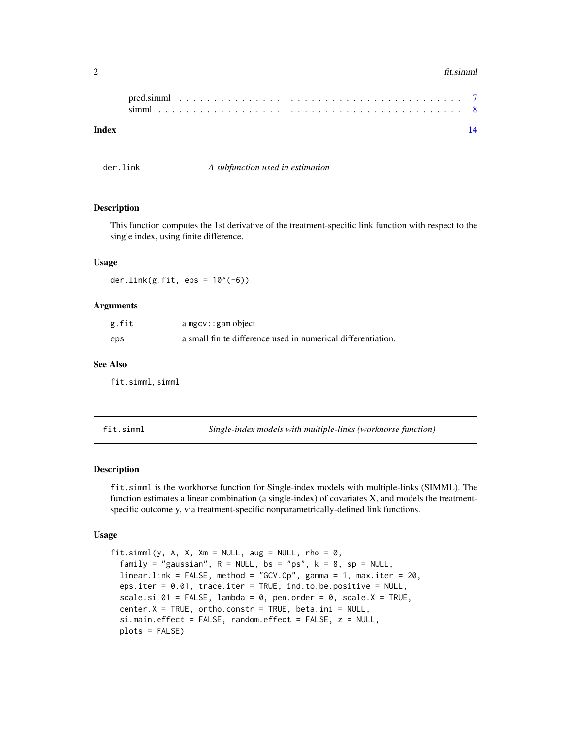pred.simml . . . . . . . . . . . . . . . . . . . . . . . . . . . . . . . . . . . . . . . 7
simml . . . . . . . . . . . . . . . . . . . . . . . . . . . . . . . . . . . . . . . . . 8

**Index** **14**

## der.link *A subfunction used in estimation*

### Description

This function computes the 1st derivative of the treatment-specific link function with respect to the single index, using finite difference.

### Usage

```
der.link(g.fit, eps = 10^(-6))
```

### Arguments

| | |
|---|---|
| g.fit | a mgcv::gam object |
| eps | a small finite difference used in numerical differentiation. |

### See Also

fit.simml, simml

## fit.simml *Single-index models with multiple-links (workhorse function)*

### Description

fit.simml is the workhorse function for Single-index models with multiple-links (SIMML). The function estimates a linear combination (a single-index) of covariates X, and models the treatment-specific outcome y, via treatment-specific nonparametrically-defined link functions.

### Usage

```
fit.simml(y, A, X, Xm = NULL, aug = NULL, rho = 0,
  family = "gaussian", R = NULL, bs = "ps", k = 8, sp = NULL,
  linear.link = FALSE, method = "GCV.Cp", gamma = 1, max.iter = 20,
  eps.iter = 0.01, trace.iter = TRUE, ind.to.be.positive = NULL,
  scale.si.01 = FALSE, lambda = 0, pen.order = 0, scale.X = TRUE,
  center.X = TRUE, ortho.constr = TRUE, beta.ini = NULL,
  si.main.effect = FALSE, random.effect = FALSE, z = NULL,
  plots = FALSE)
```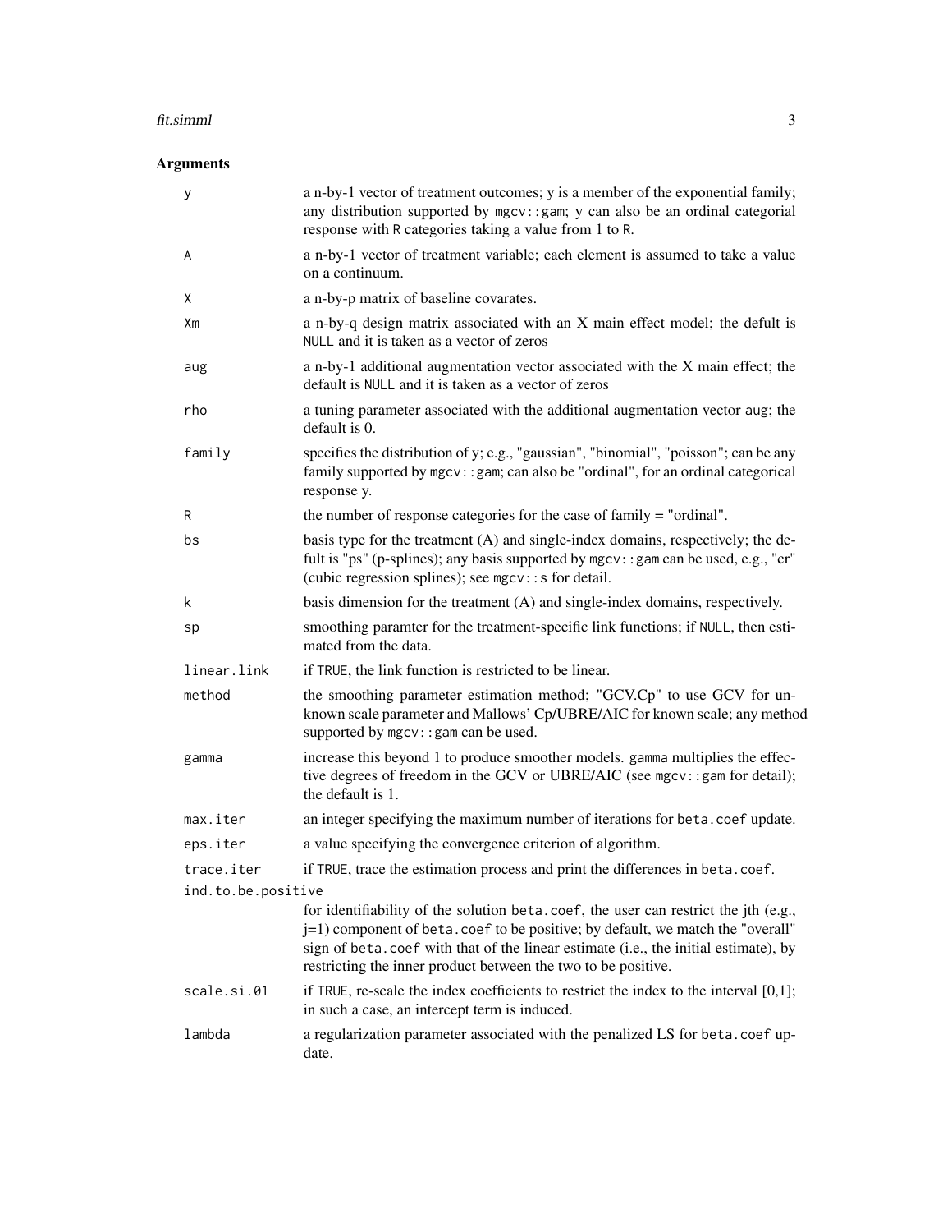## Arguments

| | |
|---|---|
| `y` | a n-by-1 vector of treatment outcomes; y is a member of the exponential family; any distribution supported by `mgcv::gam`; y can also be an ordinal categorial response with R categories taking a value from 1 to R. |
| `A` | a n-by-1 vector of treatment variable; each element is assumed to take a value on a continuum. |
| `X` | a n-by-p matrix of baseline covarates. |
| `Xm` | a n-by-q design matrix associated with an X main effect model; the defult is NULL and it is taken as a vector of zeros |
| `aug` | a n-by-1 additional augmentation vector associated with the X main effect; the default is NULL and it is taken as a vector of zeros |
| `rho` | a tuning parameter associated with the additional augmentation vector aug; the default is 0. |
| `family` | specifies the distribution of y; e.g., "gaussian", "binomial", "poisson"; can be any family supported by `mgcv::gam`; can also be "ordinal", for an ordinal categorical response y. |
| `R` | the number of response categories for the case of family = "ordinal". |
| `bs` | basis type for the treatment (A) and single-index domains, respectively; the defult is "ps" (p-splines); any basis supported by `mgcv::gam` can be used, e.g., "cr" (cubic regression splines); see `mgcv::s` for detail. |
| `k` | basis dimension for the treatment (A) and single-index domains, respectively. |
| `sp` | smoothing paramter for the treatment-specific link functions; if NULL, then estimated from the data. |
| `linear.link` | if TRUE, the link function is restricted to be linear. |
| `method` | the smoothing parameter estimation method; "GCV.Cp" to use GCV for unknown scale parameter and Mallows' Cp/UBRE/AIC for known scale; any method supported by `mgcv::gam` can be used. |
| `gamma` | increase this beyond 1 to produce smoother models. gamma multiplies the effective degrees of freedom in the GCV or UBRE/AIC (see `mgcv::gam` for detail); the default is 1. |
| `max.iter` | an integer specifying the maximum number of iterations for `beta.coef` update. |
| `eps.iter` | a value specifying the convergence criterion of algorithm. |
| `trace.iter` | if TRUE, trace the estimation process and print the differences in `beta.coef`. |
| `ind.to.be.positive` | for identifiability of the solution `beta.coef`, the user can restrict the jth (e.g., j=1) component of `beta.coef` to be positive; by default, we match the "overall" sign of `beta.coef` with that of the linear estimate (i.e., the initial estimate), by restricting the inner product between the two to be positive. |
| `scale.si.01` | if TRUE, re-scale the index coefficients to restrict the index to the interval [0,1]; in such a case, an intercept term is induced. |
| `lambda` | a regularization parameter associated with the penalized LS for `beta.coef` update. |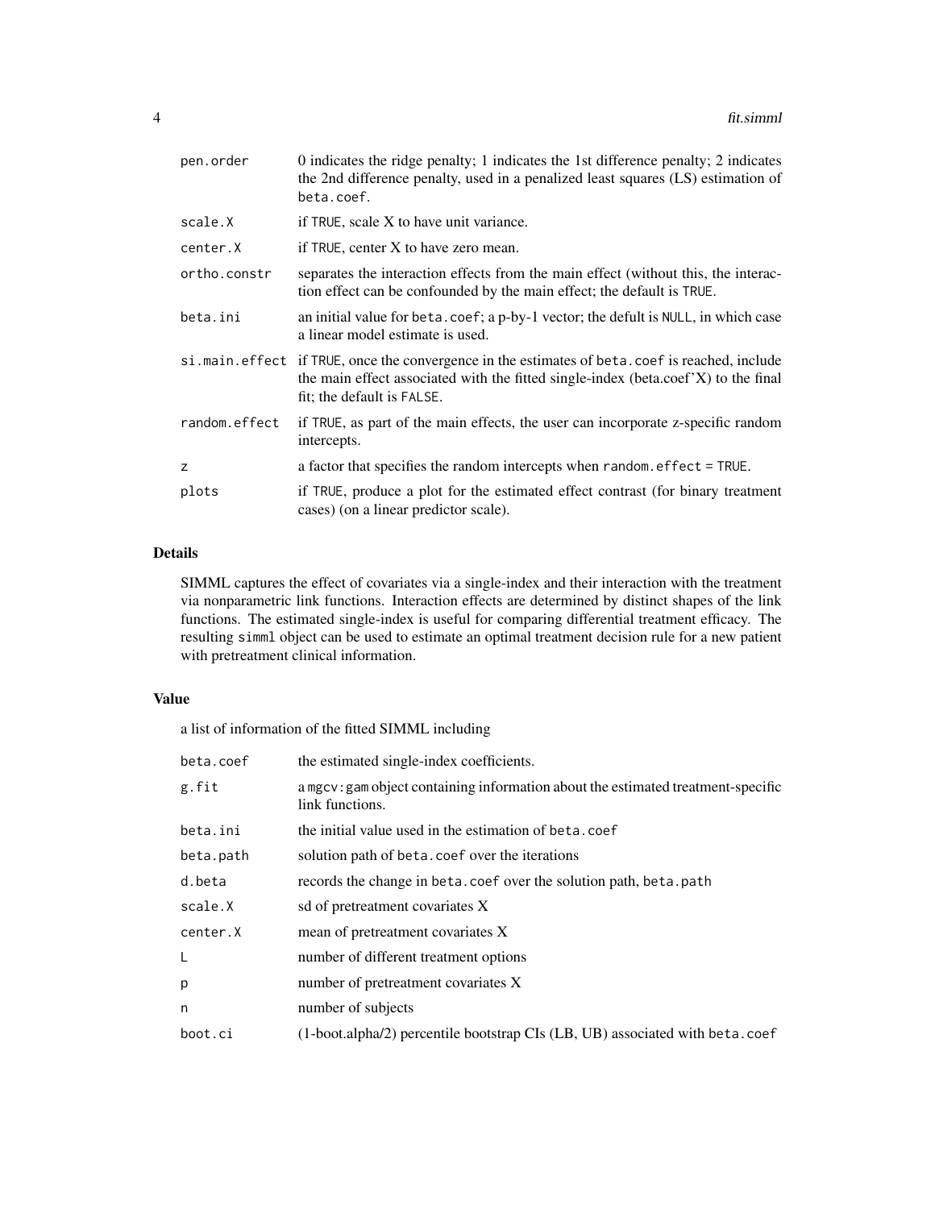| | |
|---|---|
| `pen.order` | 0 indicates the ridge penalty; 1 indicates the 1st difference penalty; 2 indicates the 2nd difference penalty, used in a penalized least squares (LS) estimation of `beta.coef`. |
| `scale.X` | if `TRUE`, scale X to have unit variance. |
| `center.X` | if `TRUE`, center X to have zero mean. |
| `ortho.constr` | separates the interaction effects from the main effect (without this, the interaction effect can be confounded by the main effect; the default is `TRUE`. |
| `beta.ini` | an initial value for `beta.coef`; a p-by-1 vector; the defult is `NULL`, in which case a linear model estimate is used. |
| `si.main.effect` | if `TRUE`, once the convergence in the estimates of `beta.coef` is reached, include the main effect associated with the fitted single-index (beta.coef'X) to the final fit; the default is `FALSE`. |
| `random.effect` | if `TRUE`, as part of the main effects, the user can incorporate z-specific random intercepts. |
| `z` | a factor that specifies the random intercepts when `random.effect = TRUE`. |
| `plots` | if `TRUE`, produce a plot for the estimated effect contrast (for binary treatment cases) (on a linear predictor scale). |

## Details

SIMML captures the effect of covariates via a single-index and their interaction with the treatment via nonparametric link functions. Interaction effects are determined by distinct shapes of the link functions. The estimated single-index is useful for comparing differential treatment efficacy. The resulting `simml` object can be used to estimate an optimal treatment decision rule for a new patient with pretreatment clinical information.

## Value

a list of information of the fitted SIMML including

| | |
|---|---|
| `beta.coef` | the estimated single-index coefficients. |
| `g.fit` | a `mgcv:gam` object containing information about the estimated treatment-specific link functions. |
| `beta.ini` | the initial value used in the estimation of `beta.coef` |
| `beta.path` | solution path of `beta.coef` over the iterations |
| `d.beta` | records the change in `beta.coef` over the solution path, `beta.path` |
| `scale.X` | sd of pretreatment covariates X |
| `center.X` | mean of pretreatment covariates X |
| `L` | number of different treatment options |
| `p` | number of pretreatment covariates X |
| `n` | number of subjects |
| `boot.ci` | (1-boot.alpha/2) percentile bootstrap CIs (LB, UB) associated with `beta.coef` |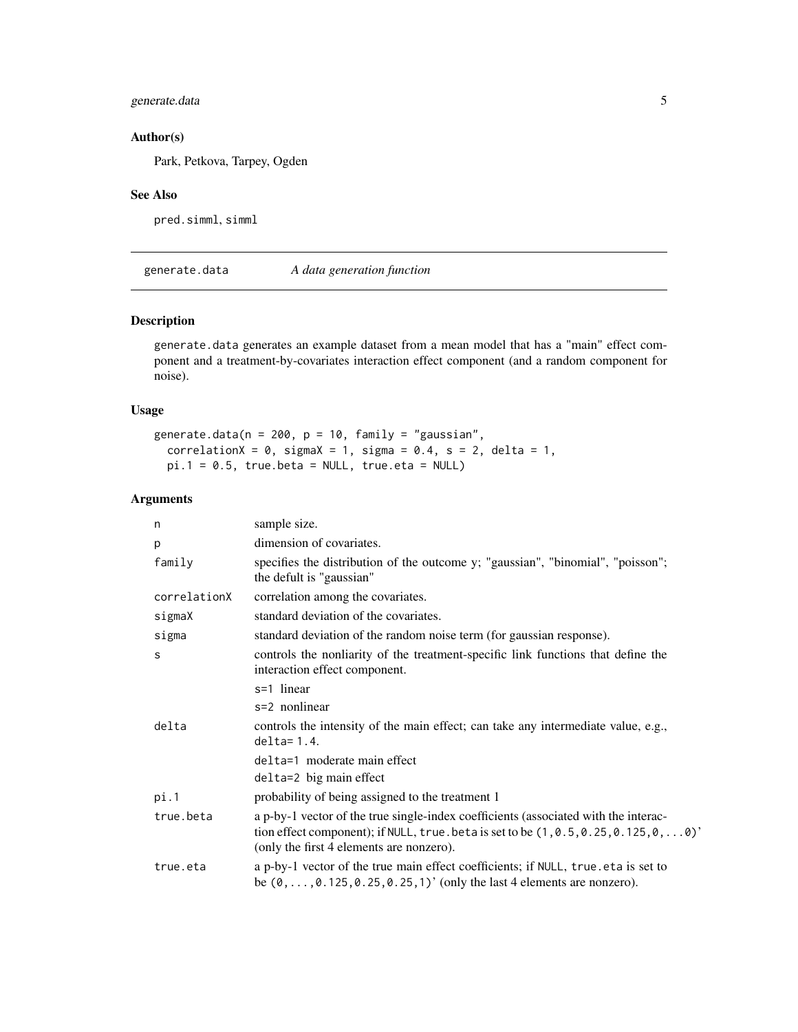## Author(s)

Park, Petkova, Tarpey, Ogden

## See Also

pred.simml, simml

---

# generate.data &nbsp;&nbsp;&nbsp; *A data generation function*

---

## Description

generate.data generates an example dataset from a mean model that has a "main" effect component and a treatment-by-covariates interaction effect component (and a random component for noise).

## Usage

```
generate.data(n = 200, p = 10, family = "gaussian",
  correlationX = 0, sigmaX = 1, sigma = 0.4, s = 2, delta = 1,
  pi.1 = 0.5, true.beta = NULL, true.eta = NULL)
```

## Arguments

| | |
|---|---|
| n | sample size. |
| p | dimension of covariates. |
| family | specifies the distribution of the outcome y; "gaussian", "binomial", "poisson"; the defult is "gaussian" |
| correlationX | correlation among the covariates. |
| sigmaX | standard deviation of the covariates. |
| sigma | standard deviation of the random noise term (for gaussian response). |
| s | controls the nonliarity of the treatment-specific link functions that define the interaction effect component.<br>s=1 linear<br>s=2 nonlinear |
| delta | controls the intensity of the main effect; can take any intermediate value, e.g., delta= 1.4.<br>delta=1 moderate main effect<br>delta=2 big main effect |
| pi.1 | probability of being assigned to the treatment 1 |
| true.beta | a p-by-1 vector of the true single-index coefficients (associated with the interaction effect component); if NULL, true.beta is set to be (1,0.5,0.25,0.125,0,...0)' (only the first 4 elements are nonzero). |
| true.eta | a p-by-1 vector of the true main effect coefficients; if NULL, true.eta is set to be (0,...,0.125,0.25,0.25,1)' (only the last 4 elements are nonzero). |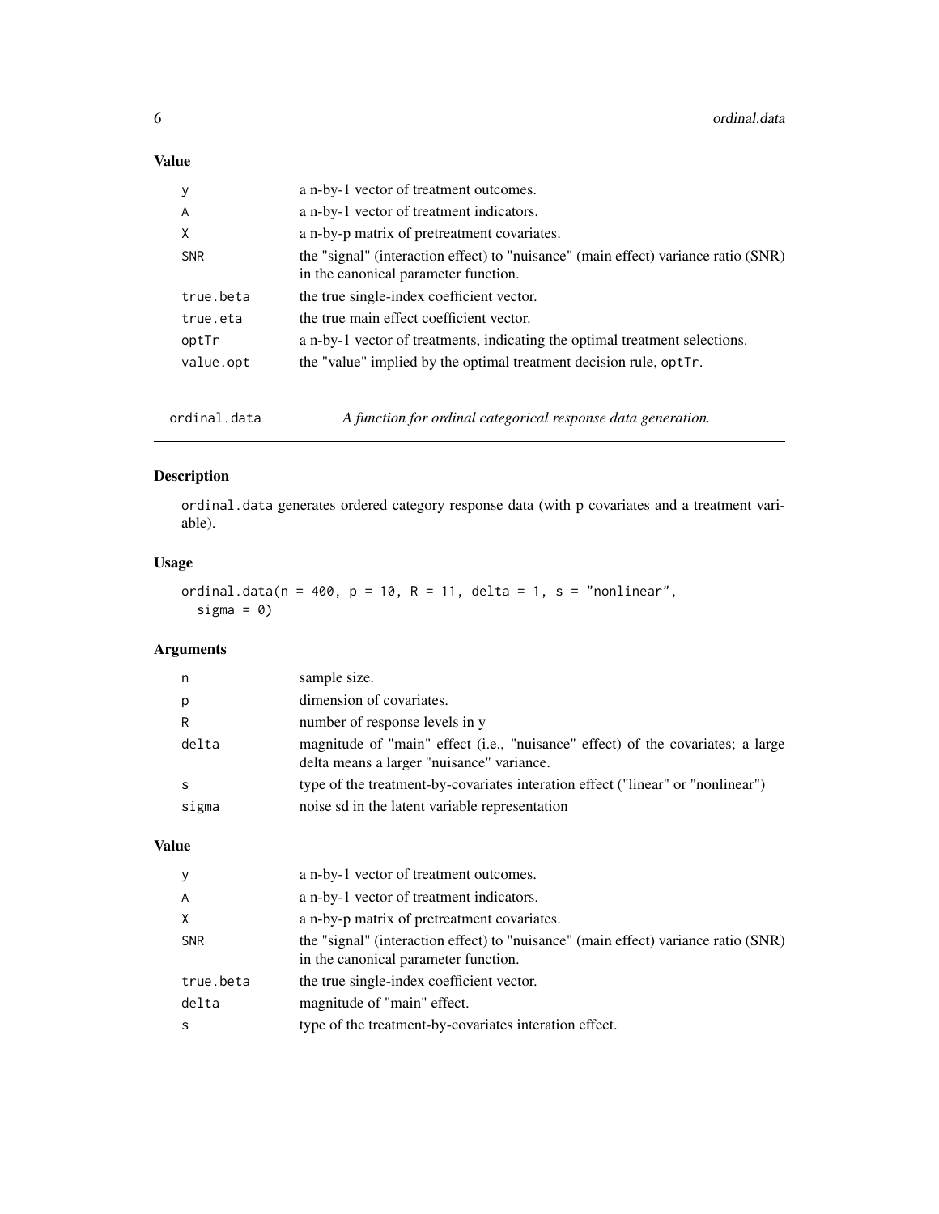## Value

| | |
|---|---|
| y | a n-by-1 vector of treatment outcomes. |
| A | a n-by-1 vector of treatment indicators. |
| X | a n-by-p matrix of pretreatment covariates. |
| SNR | the "signal" (interaction effect) to "nuisance" (main effect) variance ratio (SNR) in the canonical parameter function. |
| true.beta | the true single-index coefficient vector. |
| true.eta | the true main effect coefficient vector. |
| optTr | a n-by-1 vector of treatments, indicating the optimal treatment selections. |
| value.opt | the "value" implied by the optimal treatment decision rule, optTr. |

---

# ordinal.data — *A function for ordinal categorical response data generation.*

## Description

ordinal.data generates ordered category response data (with p covariates and a treatment variable).

## Usage

```
ordinal.data(n = 400, p = 10, R = 11, delta = 1, s = "nonlinear",
  sigma = 0)
```

## Arguments

| | |
|---|---|
| n | sample size. |
| p | dimension of covariates. |
| R | number of response levels in y |
| delta | magnitude of "main" effect (i.e., "nuisance" effect) of the covariates; a large delta means a larger "nuisance" variance. |
| s | type of the treatment-by-covariates interation effect ("linear" or "nonlinear") |
| sigma | noise sd in the latent variable representation |

## Value

| | |
|---|---|
| y | a n-by-1 vector of treatment outcomes. |
| A | a n-by-1 vector of treatment indicators. |
| X | a n-by-p matrix of pretreatment covariates. |
| SNR | the "signal" (interaction effect) to "nuisance" (main effect) variance ratio (SNR) in the canonical parameter function. |
| true.beta | the true single-index coefficient vector. |
| delta | magnitude of "main" effect. |
| s | type of the treatment-by-covariates interation effect. |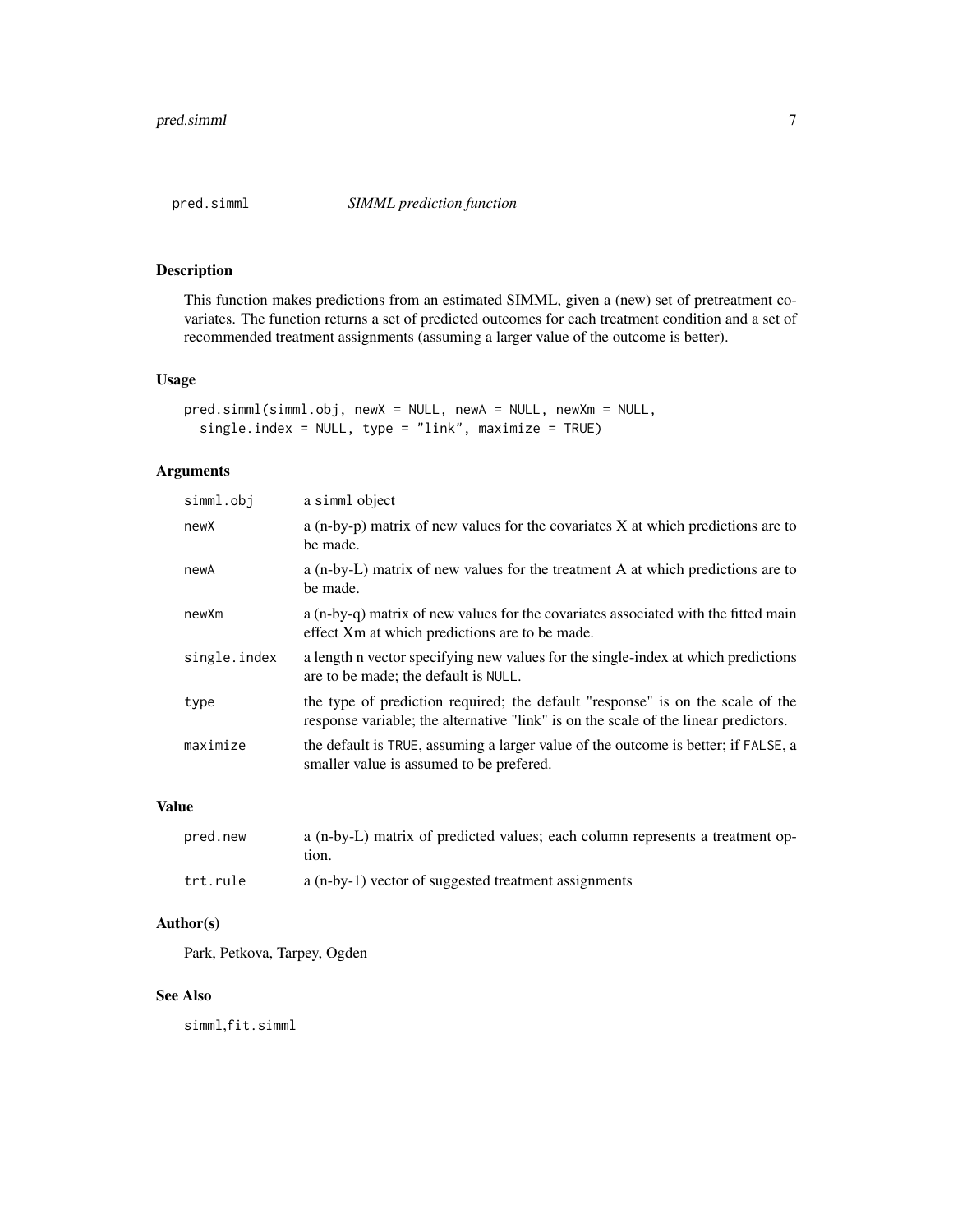## pred.simml — *SIMML prediction function*

### Description

This function makes predictions from an estimated SIMML, given a (new) set of pretreatment covariates. The function returns a set of predicted outcomes for each treatment condition and a set of recommended treatment assignments (assuming a larger value of the outcome is better).

### Usage

```
pred.simml(simml.obj, newX = NULL, newA = NULL, newXm = NULL,
  single.index = NULL, type = "link", maximize = TRUE)
```

### Arguments

| | |
|---|---|
| `simml.obj` | a `simml` object |
| `newX` | a (n-by-p) matrix of new values for the covariates X at which predictions are to be made. |
| `newA` | a (n-by-L) matrix of new values for the treatment A at which predictions are to be made. |
| `newXm` | a (n-by-q) matrix of new values for the covariates associated with the fitted main effect Xm at which predictions are to be made. |
| `single.index` | a length n vector specifying new values for the single-index at which predictions are to be made; the default is `NULL`. |
| `type` | the type of prediction required; the default "response" is on the scale of the response variable; the alternative "link" is on the scale of the linear predictors. |
| `maximize` | the default is `TRUE`, assuming a larger value of the outcome is better; if `FALSE`, a smaller value is assumed to be prefered. |

### Value

| | |
|---|---|
| `pred.new` | a (n-by-L) matrix of predicted values; each column represents a treatment option. |
| `trt.rule` | a (n-by-1) vector of suggested treatment assignments |

### Author(s)

Park, Petkova, Tarpey, Ogden

### See Also

`simml`,`fit.simml`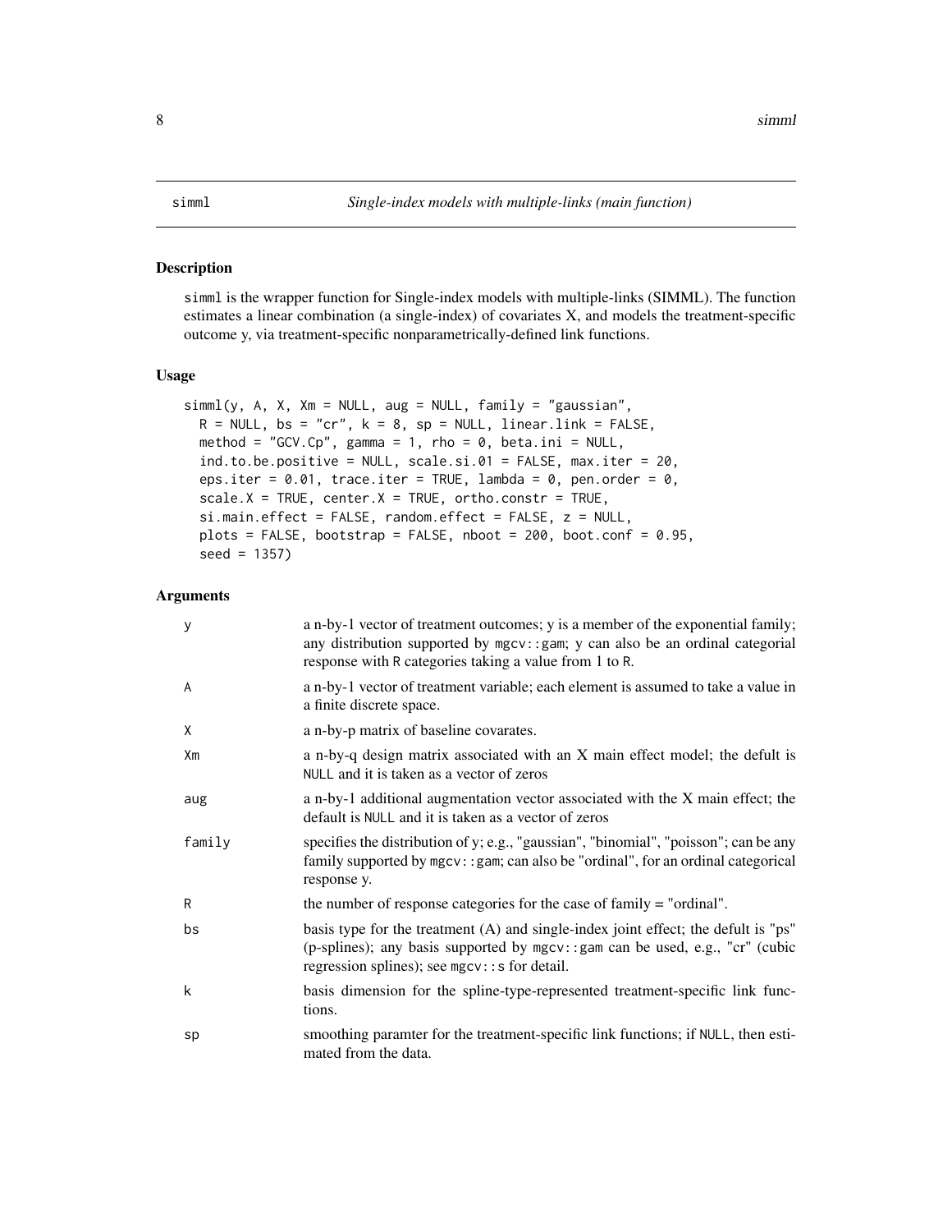# simml — *Single-index models with multiple-links (main function)*

## Description

simml is the wrapper function for Single-index models with multiple-links (SIMML). The function estimates a linear combination (a single-index) of covariates X, and models the treatment-specific outcome y, via treatment-specific nonparametrically-defined link functions.

## Usage

```
simml(y, A, X, Xm = NULL, aug = NULL, family = "gaussian",
  R = NULL, bs = "cr", k = 8, sp = NULL, linear.link = FALSE,
  method = "GCV.Cp", gamma = 1, rho = 0, beta.ini = NULL,
  ind.to.be.positive = NULL, scale.si.01 = FALSE, max.iter = 20,
  eps.iter = 0.01, trace.iter = TRUE, lambda = 0, pen.order = 0,
  scale.X = TRUE, center.X = TRUE, ortho.constr = TRUE,
  si.main.effect = FALSE, random.effect = FALSE, z = NULL,
  plots = FALSE, bootstrap = FALSE, nboot = 200, boot.conf = 0.95,
  seed = 1357)
```

## Arguments

| | |
|---|---|
| y | a n-by-1 vector of treatment outcomes; y is a member of the exponential family; any distribution supported by mgcv::gam; y can also be an ordinal categorial response with R categories taking a value from 1 to R. |
| A | a n-by-1 vector of treatment variable; each element is assumed to take a value in a finite discrete space. |
| X | a n-by-p matrix of baseline covarates. |
| Xm | a n-by-q design matrix associated with an X main effect model; the defult is NULL and it is taken as a vector of zeros |
| aug | a n-by-1 additional augmentation vector associated with the X main effect; the default is NULL and it is taken as a vector of zeros |
| family | specifies the distribution of y; e.g., "gaussian", "binomial", "poisson"; can be any family supported by mgcv::gam; can also be "ordinal", for an ordinal categorical response y. |
| R | the number of response categories for the case of family = "ordinal". |
| bs | basis type for the treatment (A) and single-index joint effect; the defult is "ps" (p-splines); any basis supported by mgcv::gam can be used, e.g., "cr" (cubic regression splines); see mgcv::s for detail. |
| k | basis dimension for the spline-type-represented treatment-specific link functions. |
| sp | smoothing paramter for the treatment-specific link functions; if NULL, then estimated from the data. |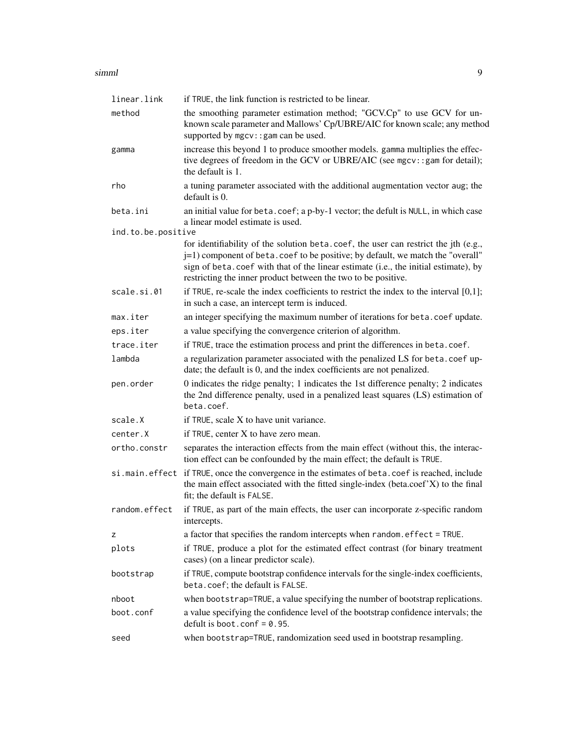| | |
|---|---|
| `linear.link` | if `TRUE`, the link function is restricted to be linear. |
| `method` | the smoothing parameter estimation method; "GCV.Cp" to use GCV for unknown scale parameter and Mallows' Cp/UBRE/AIC for known scale; any method supported by `mgcv::gam` can be used. |
| `gamma` | increase this beyond 1 to produce smoother models. `gamma` multiplies the effective degrees of freedom in the GCV or UBRE/AIC (see `mgcv::gam` for detail); the default is 1. |
| `rho` | a tuning parameter associated with the additional augmentation vector `aug`; the default is 0. |
| `beta.ini` | an initial value for `beta.coef`; a p-by-1 vector; the defult is `NULL`, in which case a linear model estimate is used. |
| `ind.to.be.positive` | for identifiability of the solution `beta.coef`, the user can restrict the jth (e.g., j=1) component of `beta.coef` to be positive; by default, we match the "overall" sign of `beta.coef` with that of the linear estimate (i.e., the initial estimate), by restricting the inner product between the two to be positive. |
| `scale.si.01` | if `TRUE`, re-scale the index coefficients to restrict the index to the interval [0,1]; in such a case, an intercept term is induced. |
| `max.iter` | an integer specifying the maximum number of iterations for `beta.coef` update. |
| `eps.iter` | a value specifying the convergence criterion of algorithm. |
| `trace.iter` | if `TRUE`, trace the estimation process and print the differences in `beta.coef`. |
| `lambda` | a regularization parameter associated with the penalized LS for `beta.coef` update; the default is 0, and the index coefficients are not penalized. |
| `pen.order` | 0 indicates the ridge penalty; 1 indicates the 1st difference penalty; 2 indicates the 2nd difference penalty, used in a penalized least squares (LS) estimation of `beta.coef`. |
| `scale.X` | if `TRUE`, scale X to have unit variance. |
| `center.X` | if `TRUE`, center X to have zero mean. |
| `ortho.constr` | separates the interaction effects from the main effect (without this, the interaction effect can be confounded by the main effect; the default is `TRUE`. |
| `si.main.effect` | if `TRUE`, once the convergence in the estimates of `beta.coef` is reached, include the main effect associated with the fitted single-index (beta.coef'X) to the final fit; the default is `FALSE`. |
| `random.effect` | if `TRUE`, as part of the main effects, the user can incorporate z-specific random intercepts. |
| `z` | a factor that specifies the random intercepts when `random.effect = TRUE`. |
| `plots` | if `TRUE`, produce a plot for the estimated effect contrast (for binary treatment cases) (on a linear predictor scale). |
| `bootstrap` | if `TRUE`, compute bootstrap confidence intervals for the single-index coefficients, `beta.coef`; the default is `FALSE`. |
| `nboot` | when `bootstrap=TRUE`, a value specifying the number of bootstrap replications. |
| `boot.conf` | a value specifying the confidence level of the bootstrap confidence intervals; the defult is `boot.conf = 0.95`. |
| `seed` | when `bootstrap=TRUE`, randomization seed used in bootstrap resampling. |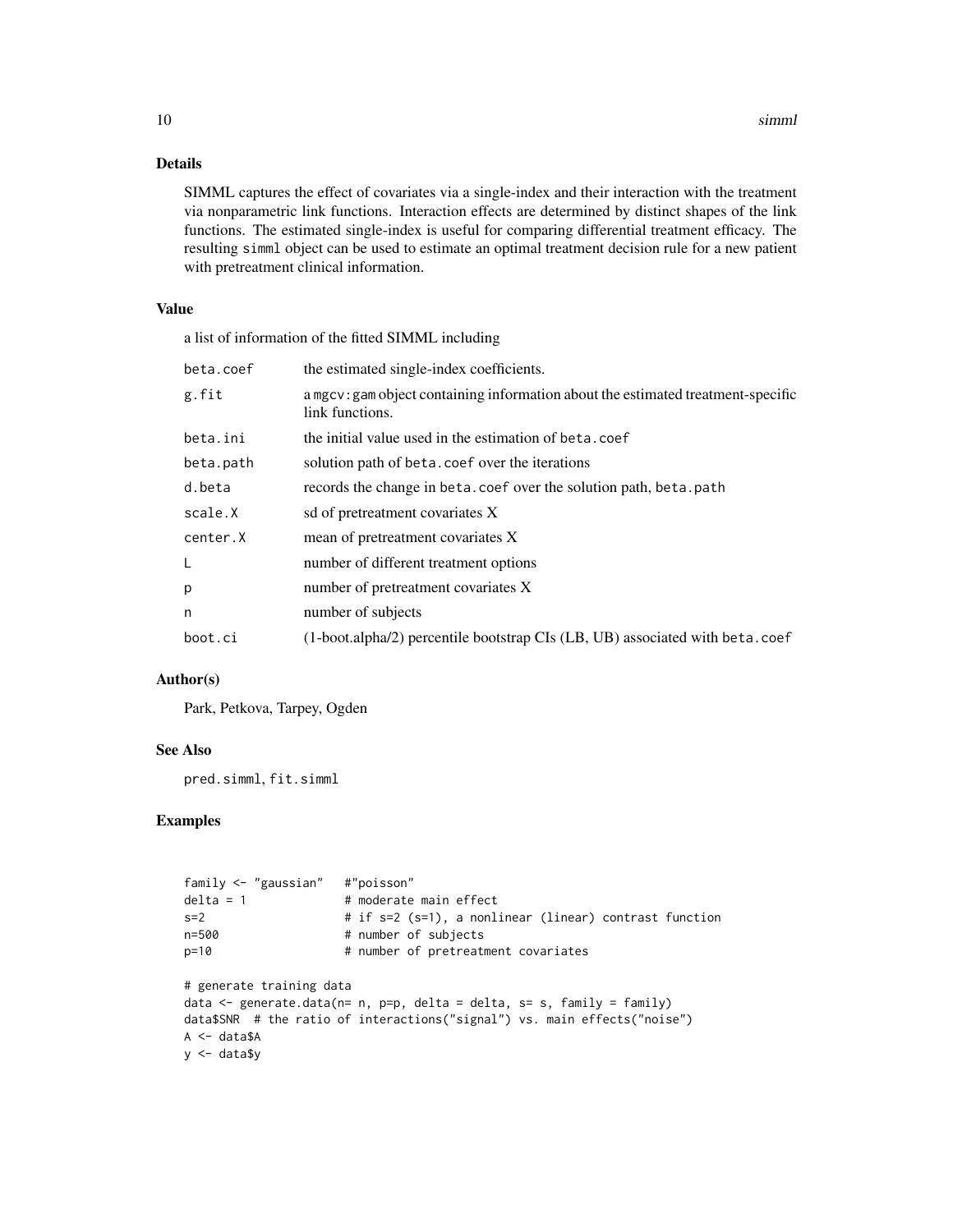### Details

SIMML captures the effect of covariates via a single-index and their interaction with the treatment via nonparametric link functions. Interaction effects are determined by distinct shapes of the link functions. The estimated single-index is useful for comparing differential treatment efficacy. The resulting `simml` object can be used to estimate an optimal treatment decision rule for a new patient with pretreatment clinical information.

### Value

a list of information of the fitted SIMML including

| | |
|---|---|
| `beta.coef` | the estimated single-index coefficients. |
| `g.fit` | a `mgcv:gam` object containing information about the estimated treatment-specific link functions. |
| `beta.ini` | the initial value used in the estimation of `beta.coef` |
| `beta.path` | solution path of `beta.coef` over the iterations |
| `d.beta` | records the change in `beta.coef` over the solution path, `beta.path` |
| `scale.X` | sd of pretreatment covariates X |
| `center.X` | mean of pretreatment covariates X |
| `L` | number of different treatment options |
| `p` | number of pretreatment covariates X |
| `n` | number of subjects |
| `boot.ci` | (1-boot.alpha/2) percentile bootstrap CIs (LB, UB) associated with `beta.coef` |

### Author(s)

Park, Petkova, Tarpey, Ogden

### See Also

`pred.simml`, `fit.simml`

### Examples

```
family <- "gaussian"   #"poisson"
delta = 1              # moderate main effect
s=2                    # if s=2 (s=1), a nonlinear (linear) contrast function
n=500                  # number of subjects
p=10                   # number of pretreatment covariates

# generate training data
data <- generate.data(n= n, p=p, delta = delta, s= s, family = family)
data$SNR  # the ratio of interactions("signal") vs. main effects("noise")
A <- data$A
y <- data$y
```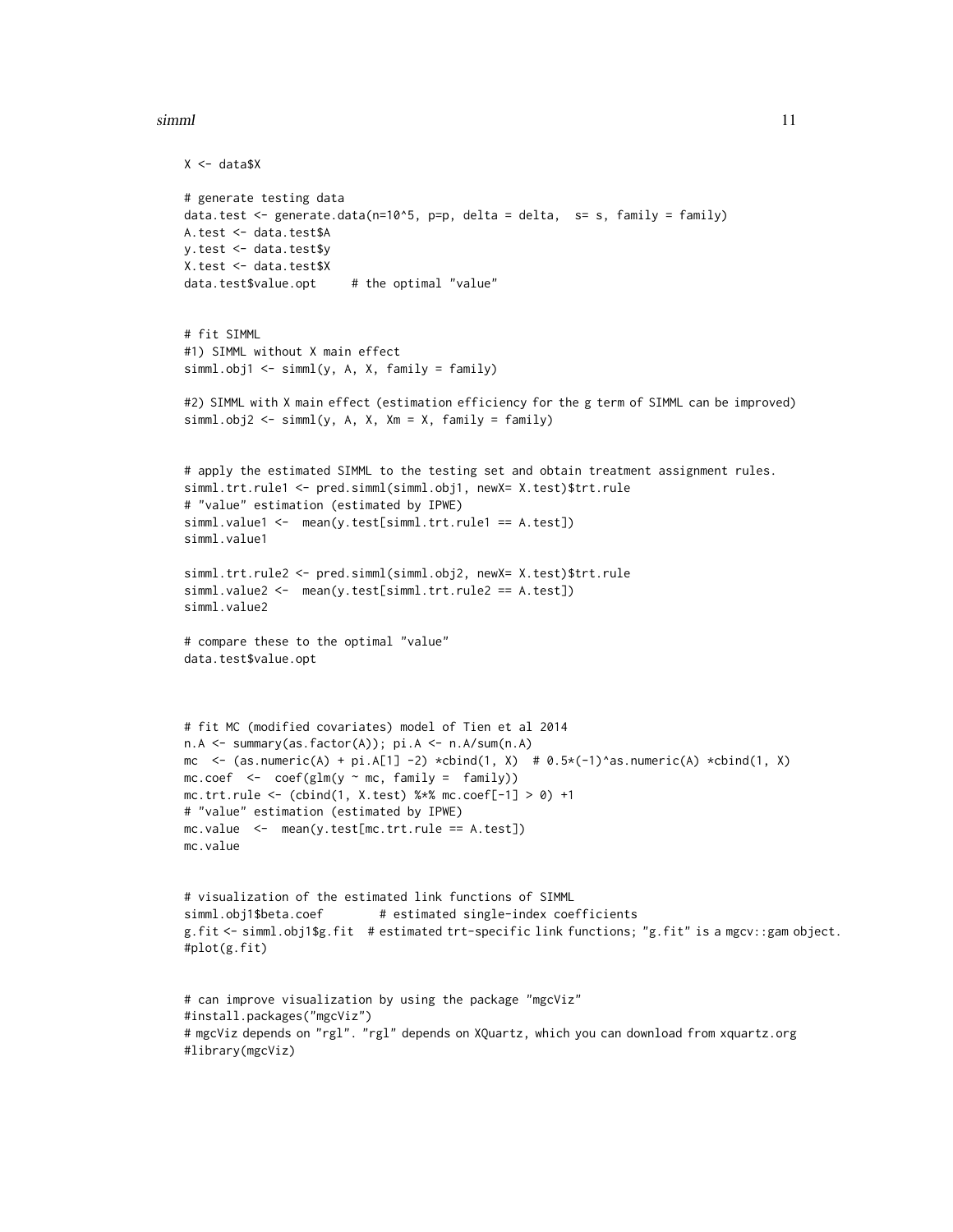```
X <- data$X

# generate testing data
data.test <- generate.data(n=10^5, p=p, delta = delta,  s= s, family = family)
A.test <- data.test$A
y.test <- data.test$y
X.test <- data.test$X
data.test$value.opt     # the optimal "value"


# fit SIMML
#1) SIMML without X main effect
simml.obj1 <- simml(y, A, X, family = family)

#2) SIMML with X main effect (estimation efficiency for the g term of SIMML can be improved)
simml.obj2 <- simml(y, A, X, Xm = X, family = family)


# apply the estimated SIMML to the testing set and obtain treatment assignment rules.
simml.trt.rule1 <- pred.simml(simml.obj1, newX= X.test)$trt.rule
# "value" estimation (estimated by IPWE)
simml.value1 <-  mean(y.test[simml.trt.rule1 == A.test])
simml.value1

simml.trt.rule2 <- pred.simml(simml.obj2, newX= X.test)$trt.rule
simml.value2 <-  mean(y.test[simml.trt.rule2 == A.test])
simml.value2

# compare these to the optimal "value"
data.test$value.opt



# fit MC (modified covariates) model of Tien et al 2014
n.A <- summary(as.factor(A)); pi.A <- n.A/sum(n.A)
mc  <- (as.numeric(A) + pi.A[1] -2) *cbind(1, X)  # 0.5*(-1)^as.numeric(A) *cbind(1, X)
mc.coef  <-  coef(glm(y ~ mc, family =  family))
mc.trt.rule <- (cbind(1, X.test) %*% mc.coef[-1] > 0) +1
# "value" estimation (estimated by IPWE)
mc.value  <-  mean(y.test[mc.trt.rule == A.test])
mc.value


# visualization of the estimated link functions of SIMML
simml.obj1$beta.coef        # estimated single-index coefficients
g.fit <- simml.obj1$g.fit  # estimated trt-specific link functions; "g.fit" is a mgcv::gam object.
#plot(g.fit)


# can improve visualization by using the package "mgcViz"
#install.packages("mgcViz")
# mgcViz depends on "rgl". "rgl" depends on XQuartz, which you can download from xquartz.org
#library(mgcViz)
```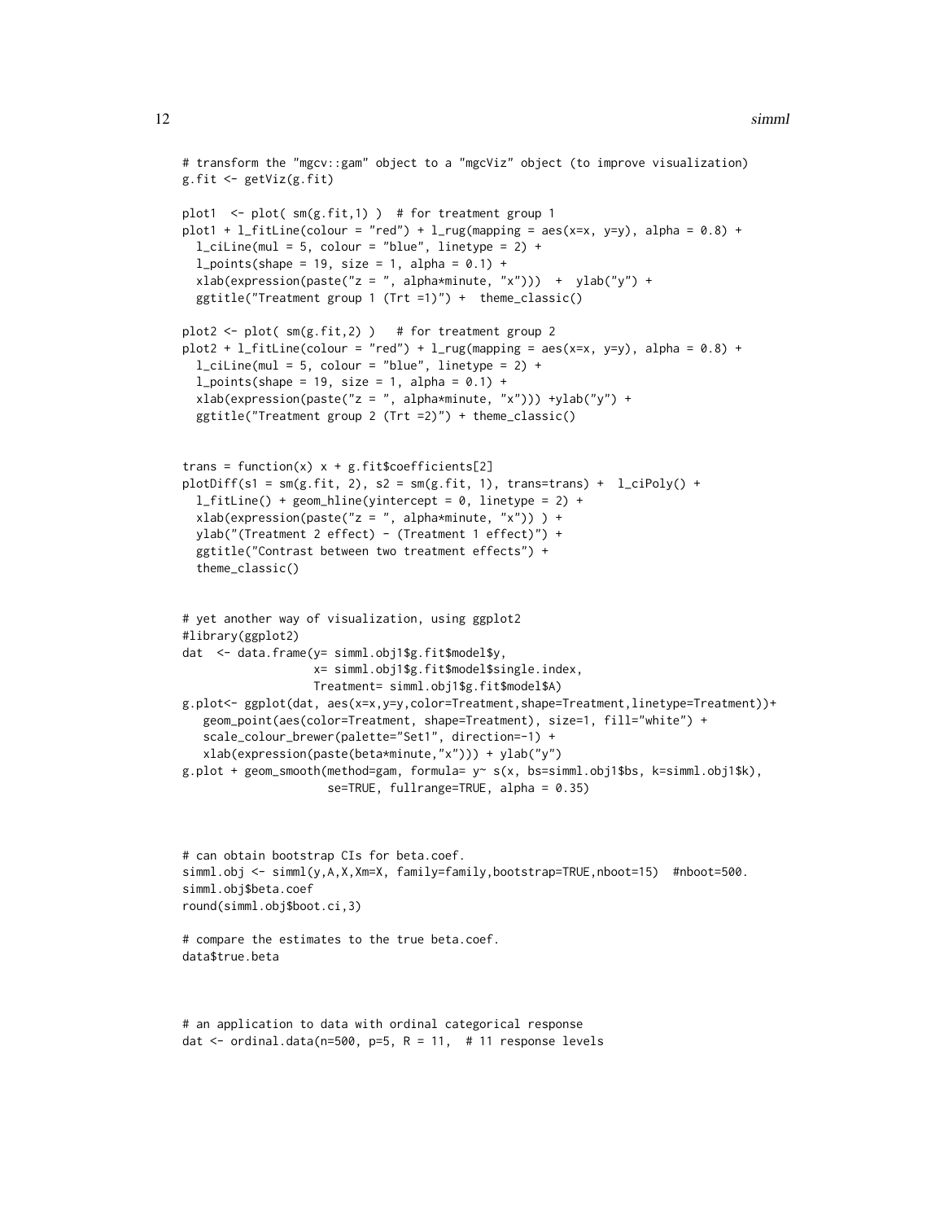```
# transform the "mgcv::gam" object to a "mgcViz" object (to improve visualization)
g.fit <- getViz(g.fit)

plot1  <- plot( sm(g.fit,1) )  # for treatment group 1
plot1 + l_fitLine(colour = "red") + l_rug(mapping = aes(x=x, y=y), alpha = 0.8) +
  l_ciLine(mul = 5, colour = "blue", linetype = 2) +
  l_points(shape = 19, size = 1, alpha = 0.1) +
  xlab(expression(paste("z = ", alpha*minute, "x")))  +  ylab("y") +
  ggtitle("Treatment group 1 (Trt =1)") +  theme_classic()

plot2 <- plot( sm(g.fit,2) )   # for treatment group 2
plot2 + l_fitLine(colour = "red") + l_rug(mapping = aes(x=x, y=y), alpha = 0.8) +
  l_ciLine(mul = 5, colour = "blue", linetype = 2) +
  l_points(shape = 19, size = 1, alpha = 0.1) +
  xlab(expression(paste("z = ", alpha*minute, "x"))) +ylab("y") +
  ggtitle("Treatment group 2 (Trt =2)") + theme_classic()


trans = function(x) x + g.fit$coefficients[2]
plotDiff(s1 = sm(g.fit, 2), s2 = sm(g.fit, 1), trans=trans) +  l_ciPoly() +
  l_fitLine() + geom_hline(yintercept = 0, linetype = 2) +
  xlab(expression(paste("z = ", alpha*minute, "x")) ) +
  ylab("(Treatment 2 effect) - (Treatment 1 effect)") +
  ggtitle("Contrast between two treatment effects") +
  theme_classic()


# yet another way of visualization, using ggplot2
#library(ggplot2)
dat  <- data.frame(y= simml.obj1$g.fit$model$y,
                   x= simml.obj1$g.fit$model$single.index,
                   Treatment= simml.obj1$g.fit$model$A)
g.plot<- ggplot(dat, aes(x=x,y=y,color=Treatment,shape=Treatment,linetype=Treatment))+
   geom_point(aes(color=Treatment, shape=Treatment), size=1, fill="white") +
   scale_colour_brewer(palette="Set1", direction=-1) +
   xlab(expression(paste(beta*minute,"x"))) + ylab("y")
g.plot + geom_smooth(method=gam, formula= y~ s(x, bs=simml.obj1$bs, k=simml.obj1$k),
                     se=TRUE, fullrange=TRUE, alpha = 0.35)



# can obtain bootstrap CIs for beta.coef.
simml.obj <- simml(y,A,X,Xm=X, family=family,bootstrap=TRUE,nboot=15)  #nboot=500.
simml.obj$beta.coef
round(simml.obj$boot.ci,3)

# compare the estimates to the true beta.coef.
data$true.beta



# an application to data with ordinal categorical response
dat <- ordinal.data(n=500, p=5, R = 11,  # 11 response levels
```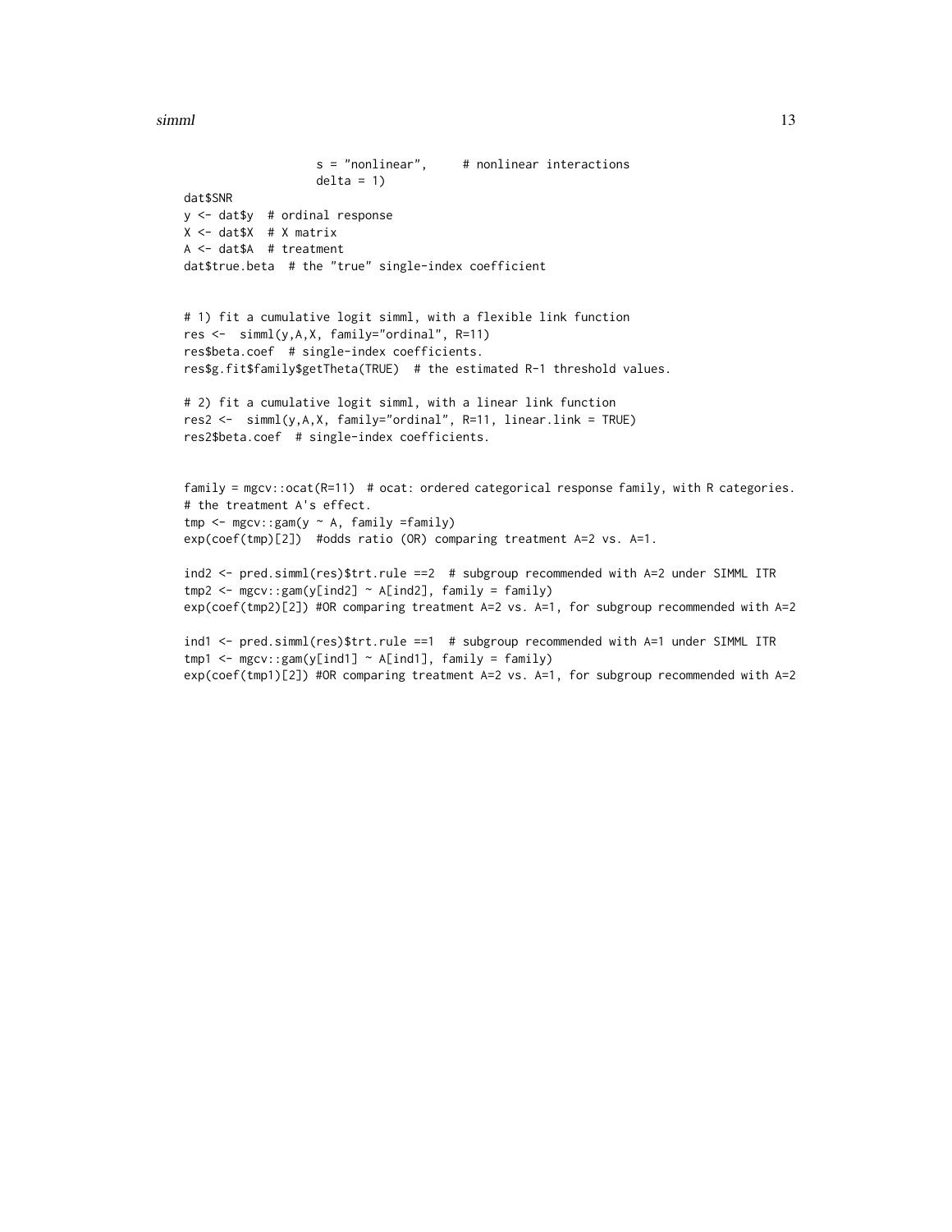```
                s = "nonlinear",     # nonlinear interactions
                delta = 1)
dat$SNR
y <- dat$y  # ordinal response
X <- dat$X  # X matrix
A <- dat$A  # treatment
dat$true.beta  # the "true" single-index coefficient


# 1) fit a cumulative logit simml, with a flexible link function
res <-  simml(y,A,X, family="ordinal", R=11)
res$beta.coef  # single-index coefficients.
res$g.fit$family$getTheta(TRUE)  # the estimated R-1 threshold values.

# 2) fit a cumulative logit simml, with a linear link function
res2 <-  simml(y,A,X, family="ordinal", R=11, linear.link = TRUE)
res2$beta.coef  # single-index coefficients.


family = mgcv::ocat(R=11)  # ocat: ordered categorical response family, with R categories.
# the treatment A's effect.
tmp <- mgcv::gam(y ~ A, family =family)
exp(coef(tmp)[2])  #odds ratio (OR) comparing treatment A=2 vs. A=1.

ind2 <- pred.simml(res)$trt.rule ==2  # subgroup recommended with A=2 under SIMML ITR
tmp2 <- mgcv::gam(y[ind2] ~ A[ind2], family = family)
exp(coef(tmp2)[2]) #OR comparing treatment A=2 vs. A=1, for subgroup recommended with A=2

ind1 <- pred.simml(res)$trt.rule ==1  # subgroup recommended with A=1 under SIMML ITR
tmp1 <- mgcv::gam(y[ind1] ~ A[ind1], family = family)
exp(coef(tmp1)[2]) #OR comparing treatment A=2 vs. A=1, for subgroup recommended with A=2
```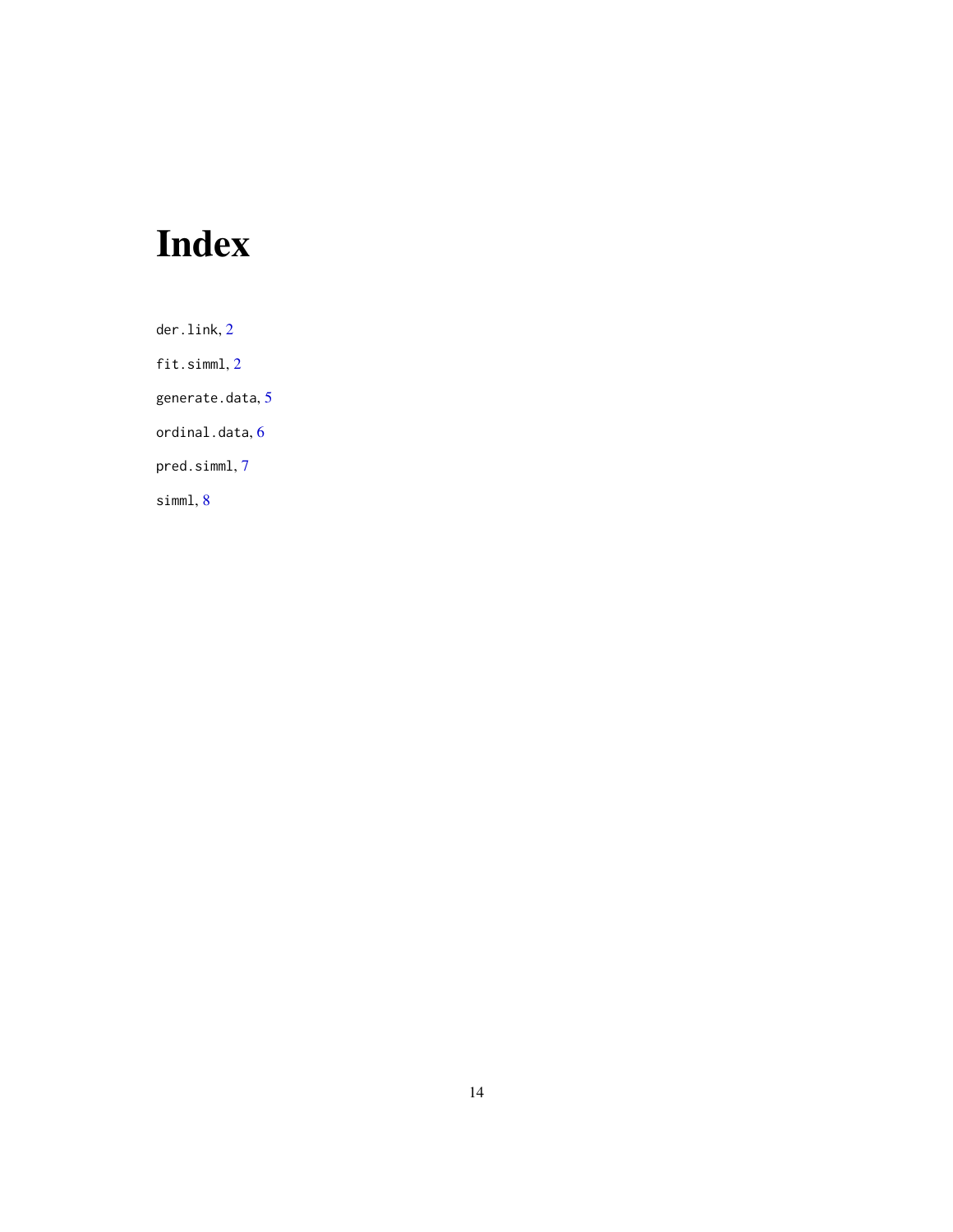# Index

der.link, 2

fit.simml, 2

generate.data, 5

ordinal.data, 6

pred.simml, 7

simml, 8